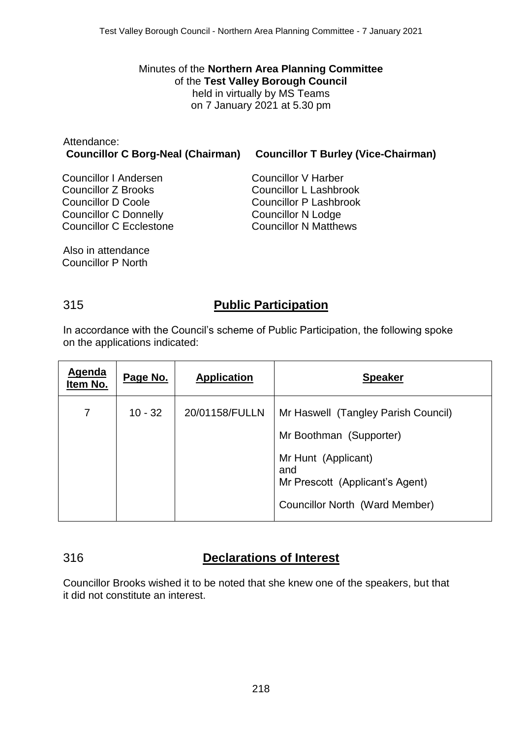Minutes of the **Northern Area Planning Committee**
of the **Test Valley Borough Council**
held in virtually by MS Teams
on 7 January 2021 at 5.30 pm

Attendance:
**Councillor C Borg-Neal (Chairman)** **Councillor T Burley (Vice-Chairman)**

Councillor I Andersen
Councillor Z Brooks
Councillor D Coole
Councillor C Donnelly
Councillor C Ecclestone
Councillor V Harber
Councillor L Lashbrook
Councillor P Lashbrook
Councillor N Lodge
Councillor N Matthews

Also in attendance
Councillor P North

## 315 Public Participation

In accordance with the Council's scheme of Public Participation, the following spoke on the applications indicated:

| Agenda Item No. | Page No. | Application | Speaker |
|---|---|---|---|
| 7 | 10 - 32 | 20/01158/FULLN | Mr Haswell (Tangley Parish Council)<br>Mr Boothman (Supporter)<br>Mr Hunt (Applicant) and Mr Prescott (Applicant's Agent)<br>Councillor North (Ward Member) |

## 316 Declarations of Interest

Councillor Brooks wished it to be noted that she knew one of the speakers, but that it did not constitute an interest.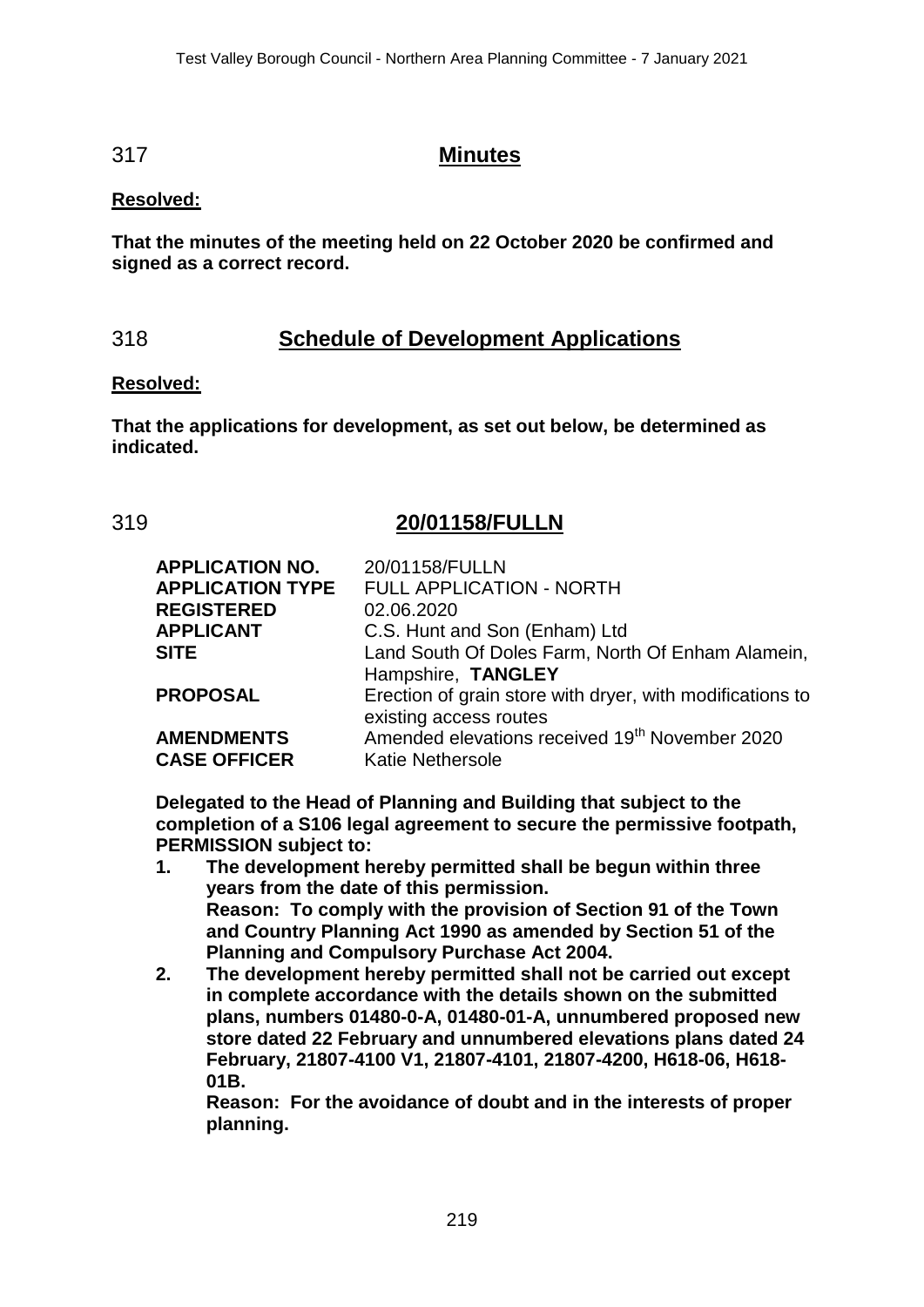## 317 **Minutes**

**Resolved:**

**That the minutes of the meeting held on 22 October 2020 be confirmed and signed as a correct record.**

## 318 **Schedule of Development Applications**

**Resolved:**

**That the applications for development, as set out below, be determined as indicated.**

## 319 **20/01158/FULLN**

| | |
|---|---|
| **APPLICATION NO.** | 20/01158/FULLN |
| **APPLICATION TYPE** | FULL APPLICATION - NORTH |
| **REGISTERED** | 02.06.2020 |
| **APPLICANT** | C.S. Hunt and Son (Enham) Ltd |
| **SITE** | Land South Of Doles Farm, North Of Enham Alamein, Hampshire, **TANGLEY** |
| **PROPOSAL** | Erection of grain store with dryer, with modifications to existing access routes |
| **AMENDMENTS** | Amended elevations received 19th November 2020 |
| **CASE OFFICER** | Katie Nethersole |

**Delegated to the Head of Planning and Building that subject to the completion of a S106 legal agreement to secure the permissive footpath, PERMISSION subject to:**

1. **The development hereby permitted shall be begun within three years from the date of this permission.**
   **Reason: To comply with the provision of Section 91 of the Town and Country Planning Act 1990 as amended by Section 51 of the Planning and Compulsory Purchase Act 2004.**
2. **The development hereby permitted shall not be carried out except in complete accordance with the details shown on the submitted plans, numbers 01480-0-A, 01480-01-A, unnumbered proposed new store dated 22 February and unnumbered elevations plans dated 24 February, 21807-4100 V1, 21807-4101, 21807-4200, H618-06, H618-01B.**
   **Reason: For the avoidance of doubt and in the interests of proper planning.**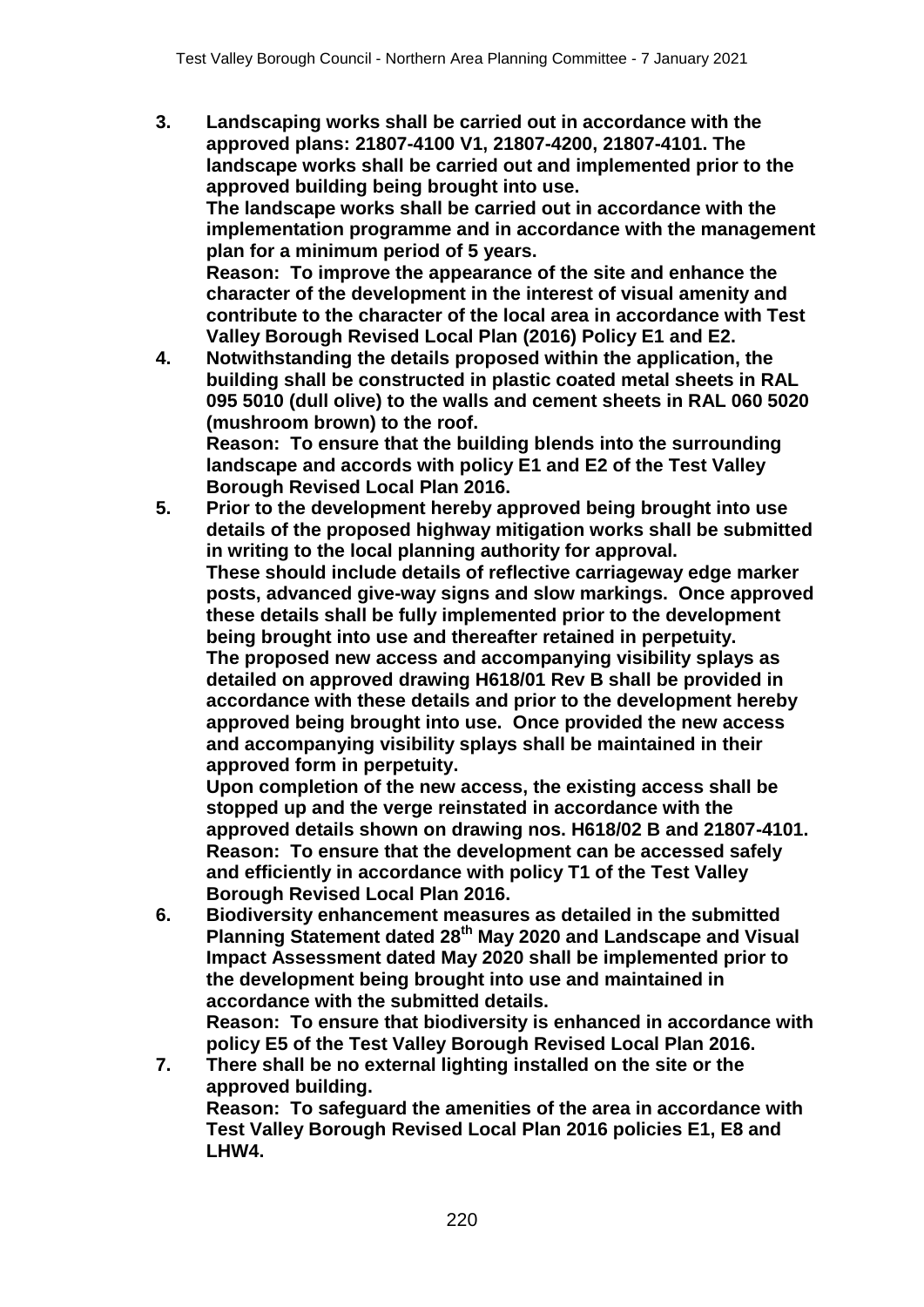3. **Landscaping works shall be carried out in accordance with the approved plans: 21807-4100 V1, 21807-4200, 21807-4101. The landscape works shall be carried out and implemented prior to the approved building being brought into use.**
   **The landscape works shall be carried out in accordance with the implementation programme and in accordance with the management plan for a minimum period of 5 years.**
   **Reason: To improve the appearance of the site and enhance the character of the development in the interest of visual amenity and contribute to the character of the local area in accordance with Test Valley Borough Revised Local Plan (2016) Policy E1 and E2.**
4. **Notwithstanding the details proposed within the application, the building shall be constructed in plastic coated metal sheets in RAL 095 5010 (dull olive) to the walls and cement sheets in RAL 060 5020 (mushroom brown) to the roof.**
   **Reason: To ensure that the building blends into the surrounding landscape and accords with policy E1 and E2 of the Test Valley Borough Revised Local Plan 2016.**
5. **Prior to the development hereby approved being brought into use details of the proposed highway mitigation works shall be submitted in writing to the local planning authority for approval.**
   **These should include details of reflective carriageway edge marker posts, advanced give-way signs and slow markings. Once approved these details shall be fully implemented prior to the development being brought into use and thereafter retained in perpetuity.**
   **The proposed new access and accompanying visibility splays as detailed on approved drawing H618/01 Rev B shall be provided in accordance with these details and prior to the development hereby approved being brought into use. Once provided the new access and accompanying visibility splays shall be maintained in their approved form in perpetuity.**
   **Upon completion of the new access, the existing access shall be stopped up and the verge reinstated in accordance with the approved details shown on drawing nos. H618/02 B and 21807-4101.**
   **Reason: To ensure that the development can be accessed safely and efficiently in accordance with policy T1 of the Test Valley Borough Revised Local Plan 2016.**
6. **Biodiversity enhancement measures as detailed in the submitted Planning Statement dated 28th May 2020 and Landscape and Visual Impact Assessment dated May 2020 shall be implemented prior to the development being brought into use and maintained in accordance with the submitted details.**
   **Reason: To ensure that biodiversity is enhanced in accordance with policy E5 of the Test Valley Borough Revised Local Plan 2016.**
7. **There shall be no external lighting installed on the site or the approved building.**
   **Reason: To safeguard the amenities of the area in accordance with Test Valley Borough Revised Local Plan 2016 policies E1, E8 and LHW4.**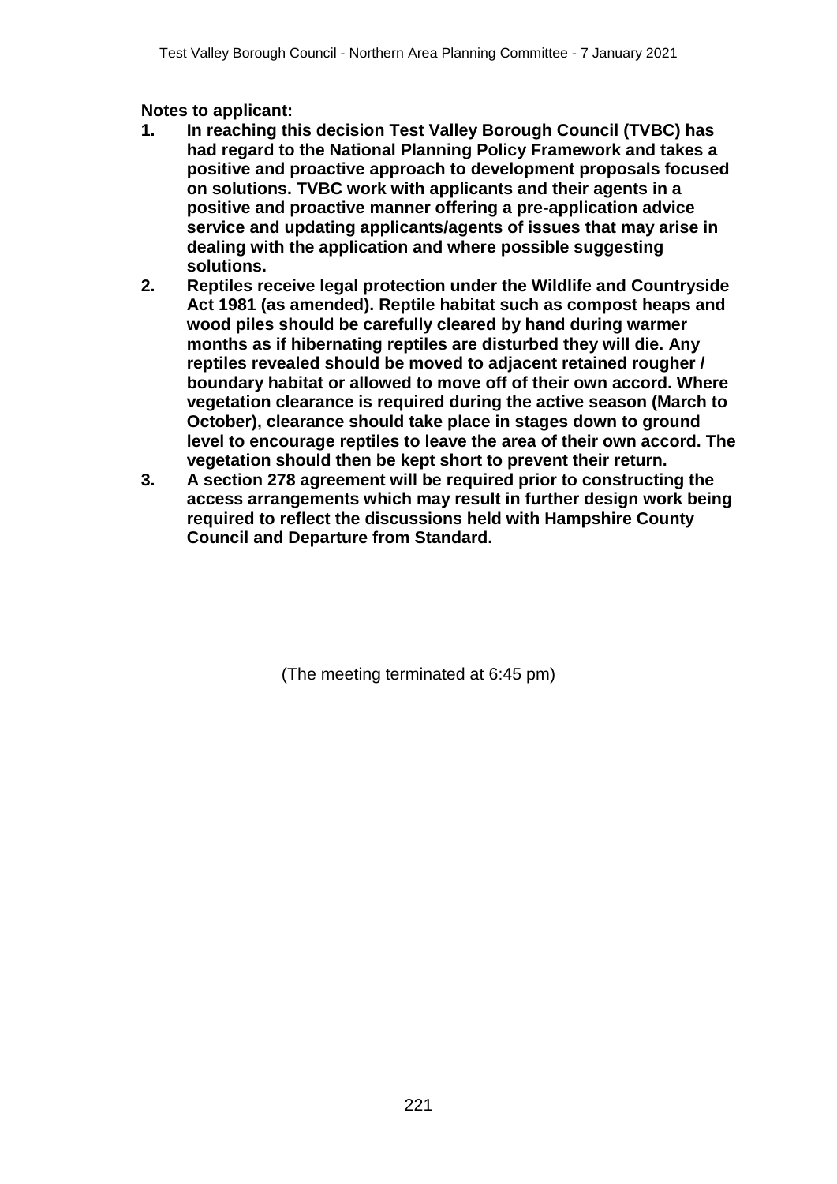**Notes to applicant:**

1. **In reaching this decision Test Valley Borough Council (TVBC) has had regard to the National Planning Policy Framework and takes a positive and proactive approach to development proposals focused on solutions. TVBC work with applicants and their agents in a positive and proactive manner offering a pre-application advice service and updating applicants/agents of issues that may arise in dealing with the application and where possible suggesting solutions.**
2. **Reptiles receive legal protection under the Wildlife and Countryside Act 1981 (as amended). Reptile habitat such as compost heaps and wood piles should be carefully cleared by hand during warmer months as if hibernating reptiles are disturbed they will die. Any reptiles revealed should be moved to adjacent retained rougher / boundary habitat or allowed to move off of their own accord. Where vegetation clearance is required during the active season (March to October), clearance should take place in stages down to ground level to encourage reptiles to leave the area of their own accord. The vegetation should then be kept short to prevent their return.**
3. **A section 278 agreement will be required prior to constructing the access arrangements which may result in further design work being required to reflect the discussions held with Hampshire County Council and Departure from Standard.**

(The meeting terminated at 6:45 pm)